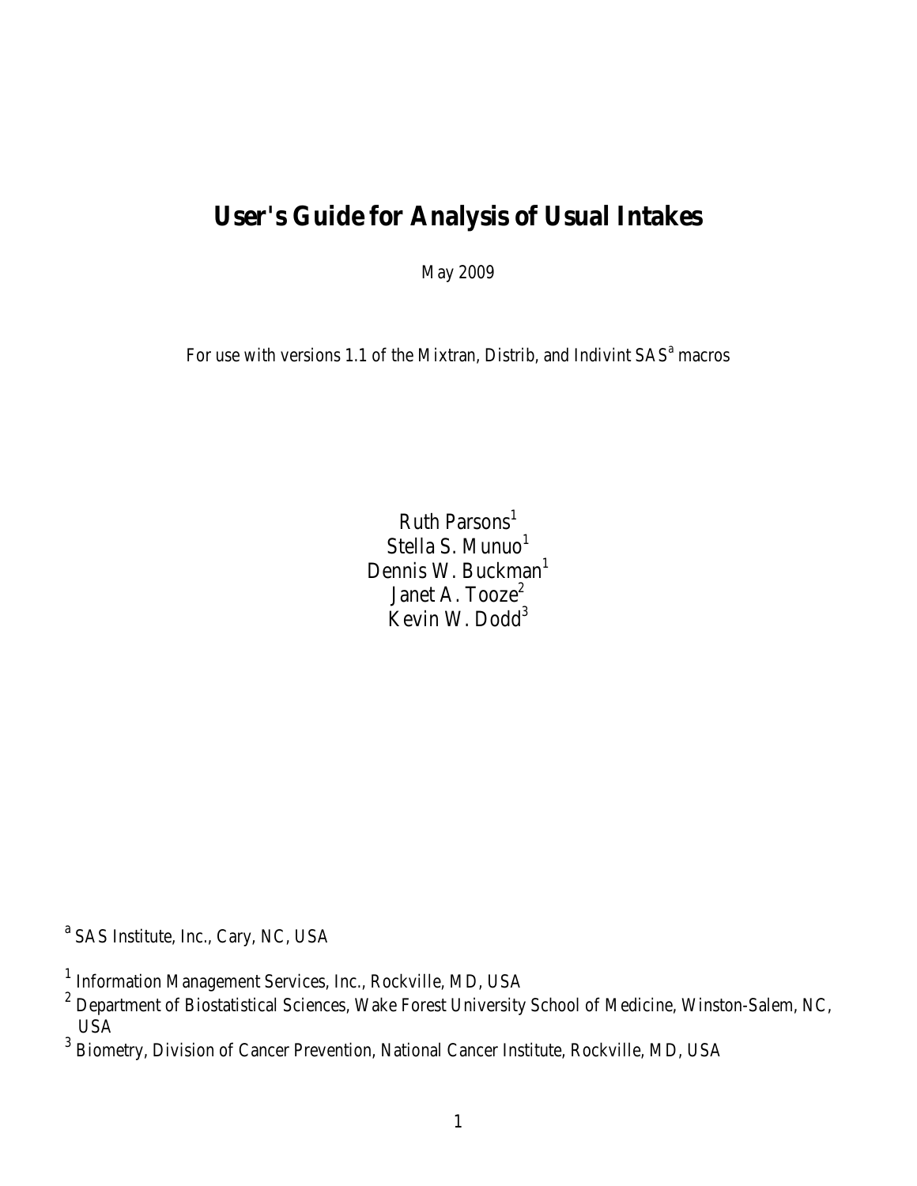# User's Guide for Analysis of Usual Intakes

May 2009

For use with versions 1.1 of the Mixtran, Distrib, and Indivint SAS[a] macros

Ruth Parsons[1]
Stella S. Munuo[1]
Dennis W. Buckman[1]
Janet A. Tooze[2]
Kevin W. Dodd[3]

[a] SAS Institute, Inc., Cary, NC, USA

[1] Information Management Services, Inc., Rockville, MD, USA
[2] Department of Biostatistical Sciences, Wake Forest University School of Medicine, Winston-Salem, NC, USA
[3] Biometry, Division of Cancer Prevention, National Cancer Institute, Rockville, MD, USA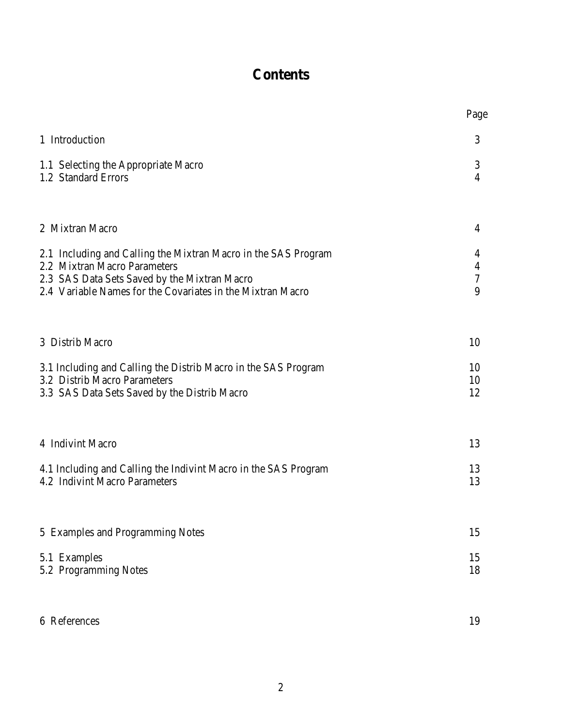# Contents

| | Page |
|---|---|
| 1 Introduction | 3 |
| 1.1 Selecting the Appropriate Macro | 3 |
| 1.2 Standard Errors | 4 |
| 2 Mixtran Macro | 4 |
| 2.1 Including and Calling the Mixtran Macro in the SAS Program | 4 |
| 2.2 Mixtran Macro Parameters | 4 |
| 2.3 SAS Data Sets Saved by the Mixtran Macro | 7 |
| 2.4 Variable Names for the Covariates in the Mixtran Macro | 9 |
| 3 Distrib Macro | 10 |
| 3.1 Including and Calling the Distrib Macro in the SAS Program | 10 |
| 3.2 Distrib Macro Parameters | 10 |
| 3.3 SAS Data Sets Saved by the Distrib Macro | 12 |
| 4 Indivint Macro | 13 |
| 4.1 Including and Calling the Indivint Macro in the SAS Program | 13 |
| 4.2 Indivint Macro Parameters | 13 |
| 5 Examples and Programming Notes | 15 |
| 5.1 Examples | 15 |
| 5.2 Programming Notes | 18 |
| 6 References | 19 |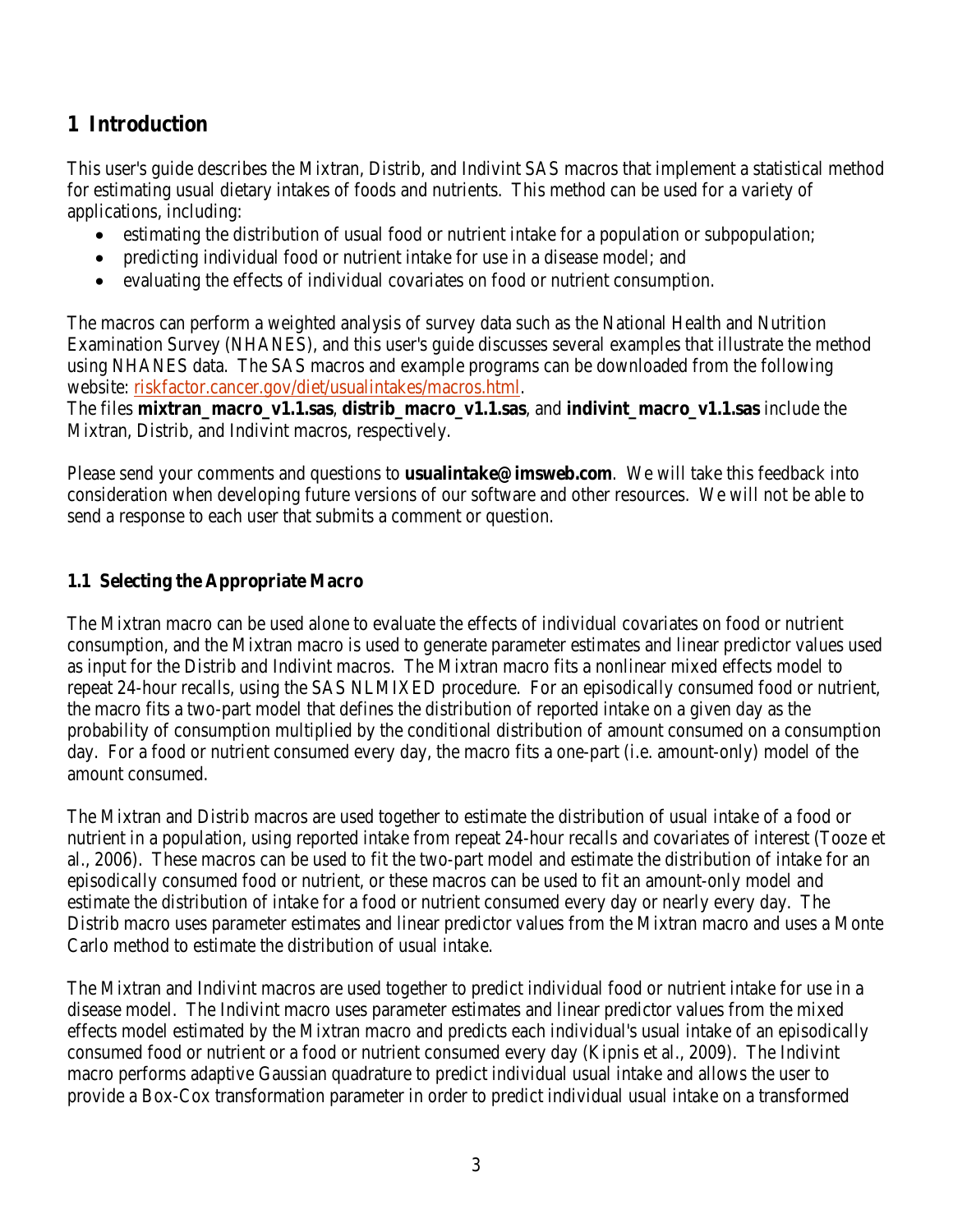# 1 Introduction

This user's guide describes the Mixtran, Distrib, and Indivint SAS macros that implement a statistical method for estimating usual dietary intakes of foods and nutrients. This method can be used for a variety of applications, including:

- estimating the distribution of usual food or nutrient intake for a population or subpopulation;
- predicting individual food or nutrient intake for use in a disease model; and
- evaluating the effects of individual covariates on food or nutrient consumption.

The macros can perform a weighted analysis of survey data such as the National Health and Nutrition Examination Survey (NHANES), and this user's guide discusses several examples that illustrate the method using NHANES data. The SAS macros and example programs can be downloaded from the following website: [riskfactor.cancer.gov/diet/usualintakes/macros.html](riskfactor.cancer.gov/diet/usualintakes/macros.html).
The files **mixtran_macro_v1.1.sas**, **distrib_macro_v1.1.sas**, and **indivint_macro_v1.1.sas** include the Mixtran, Distrib, and Indivint macros, respectively.

Please send your comments and questions to **usualintake@imsweb.com**. We will take this feedback into consideration when developing future versions of our software and other resources. We will not be able to send a response to each user that submits a comment or question.

## 1.1 Selecting the Appropriate Macro

The Mixtran macro can be used alone to evaluate the effects of individual covariates on food or nutrient consumption, and the Mixtran macro is used to generate parameter estimates and linear predictor values used as input for the Distrib and Indivint macros. The Mixtran macro fits a nonlinear mixed effects model to repeat 24-hour recalls, using the SAS NLMIXED procedure. For an episodically consumed food or nutrient, the macro fits a two-part model that defines the distribution of reported intake on a given day as the probability of consumption multiplied by the conditional distribution of amount consumed on a consumption day. For a food or nutrient consumed every day, the macro fits a one-part (i.e. amount-only) model of the amount consumed.

The Mixtran and Distrib macros are used together to estimate the distribution of usual intake of a food or nutrient in a population, using reported intake from repeat 24-hour recalls and covariates of interest (Tooze et al., 2006). These macros can be used to fit the two-part model and estimate the distribution of intake for an episodically consumed food or nutrient, or these macros can be used to fit an amount-only model and estimate the distribution of intake for a food or nutrient consumed every day or nearly every day. The Distrib macro uses parameter estimates and linear predictor values from the Mixtran macro and uses a Monte Carlo method to estimate the distribution of usual intake.

The Mixtran and Indivint macros are used together to predict individual food or nutrient intake for use in a disease model. The Indivint macro uses parameter estimates and linear predictor values from the mixed effects model estimated by the Mixtran macro and predicts each individual's usual intake of an episodically consumed food or nutrient or a food or nutrient consumed every day (Kipnis et al., 2009). The Indivint macro performs adaptive Gaussian quadrature to predict individual usual intake and allows the user to provide a Box-Cox transformation parameter in order to predict individual usual intake on a transformed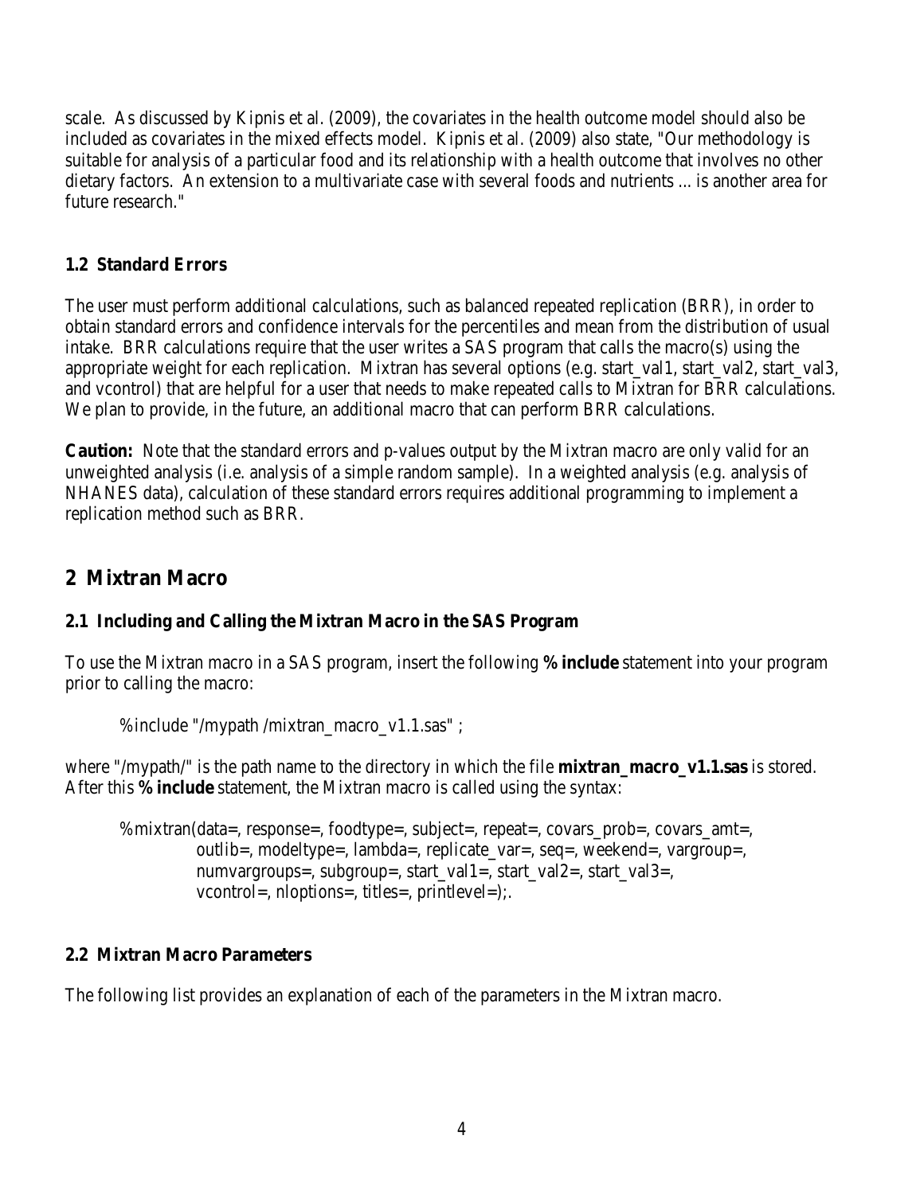scale. As discussed by Kipnis et al. (2009), the covariates in the health outcome model should also be included as covariates in the mixed effects model. Kipnis et al. (2009) also state, "Our methodology is suitable for analysis of a particular food and its relationship with a health outcome that involves no other dietary factors. An extension to a multivariate case with several foods and nutrients ... is another area for future research."

### 1.2 Standard Errors

The user must perform additional calculations, such as balanced repeated replication (BRR), in order to obtain standard errors and confidence intervals for the percentiles and mean from the distribution of usual intake. BRR calculations require that the user writes a SAS program that calls the macro(s) using the appropriate weight for each replication. Mixtran has several options (e.g. start_val1, start_val2, start_val3, and vcontrol) that are helpful for a user that needs to make repeated calls to Mixtran for BRR calculations. We plan to provide, in the future, an additional macro that can perform BRR calculations.

**Caution:** Note that the standard errors and p-values output by the Mixtran macro are only valid for an unweighted analysis (i.e. analysis of a simple random sample). In a weighted analysis (e.g. analysis of NHANES data), calculation of these standard errors requires additional programming to implement a replication method such as BRR.

## 2 Mixtran Macro

### 2.1 Including and Calling the Mixtran Macro in the SAS Program

To use the Mixtran macro in a SAS program, insert the following **%include** statement into your program prior to calling the macro:

```
%include "/mypath /mixtran_macro_v1.1.sas" ;
```

where "/mypath/" is the path name to the directory in which the file **mixtran_macro_v1.1.sas** is stored. After this **%include** statement, the Mixtran macro is called using the syntax:

```
%mixtran(data=, response=, foodtype=, subject=, repeat=, covars_prob=, covars_amt=,
         outlib=, modeltype=, lambda=, replicate_var=, seq=, weekend=, vargroup=,
         numvargroups=, subgroup=, start_val1=, start_val2=, start_val3=,
         vcontrol=, nloptions=, titles=, printlevel=);.
```

### 2.2 Mixtran Macro Parameters

The following list provides an explanation of each of the parameters in the Mixtran macro.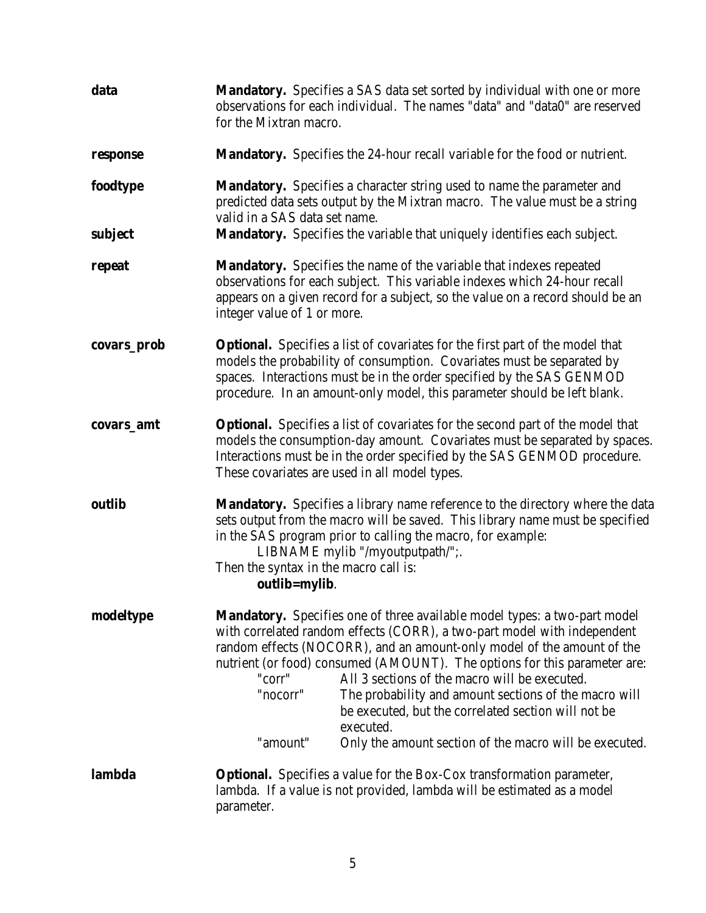**data** **Mandatory.** Specifies a SAS data set sorted by individual with one or more observations for each individual. The names "data" and "data0" are reserved for the Mixtran macro.

**response** **Mandatory.** Specifies the 24-hour recall variable for the food or nutrient.

**foodtype** **Mandatory.** Specifies a character string used to name the parameter and predicted data sets output by the Mixtran macro. The value must be a string valid in a SAS data set name.

**subject** **Mandatory.** Specifies the variable that uniquely identifies each subject.

**repeat** **Mandatory.** Specifies the name of the variable that indexes repeated observations for each subject. This variable indexes which 24-hour recall appears on a given record for a subject, so the value on a record should be an integer value of 1 or more.

**covars_prob** **Optional.** Specifies a list of covariates for the first part of the model that models the probability of consumption. Covariates must be separated by spaces. Interactions must be in the order specified by the SAS GENMOD procedure. In an amount-only model, this parameter should be left blank.

**covars_amt** **Optional.** Specifies a list of covariates for the second part of the model that models the consumption-day amount. Covariates must be separated by spaces. Interactions must be in the order specified by the SAS GENMOD procedure. These covariates are used in all model types.

**outlib** **Mandatory.** Specifies a library name reference to the directory where the data sets output from the macro will be saved. This library name must be specified in the SAS program prior to calling the macro, for example:

LIBNAME mylib "/myoutputpath/";.

Then the syntax in the macro call is:

**outlib=mylib**.

**modeltype** **Mandatory.** Specifies one of three available model types: a two-part model with correlated random effects (CORR), a two-part model with independent random effects (NOCORR), and an amount-only model of the amount of the nutrient (or food) consumed (AMOUNT). The options for this parameter are:

- "corr" All 3 sections of the macro will be executed.
- "nocorr" The probability and amount sections of the macro will be executed, but the correlated section will not be executed.
- "amount" Only the amount section of the macro will be executed.

**lambda** **Optional.** Specifies a value for the Box-Cox transformation parameter, lambda. If a value is not provided, lambda will be estimated as a model parameter.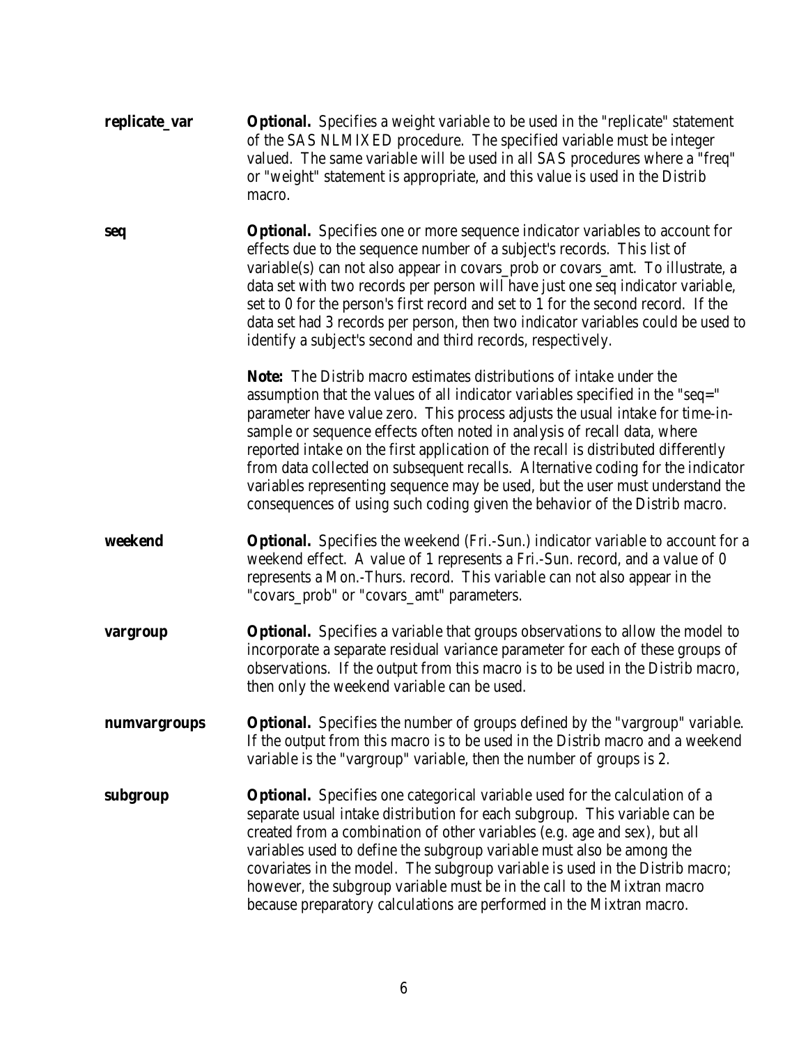**replicate_var** **Optional.** Specifies a weight variable to be used in the "replicate" statement of the SAS NLMIXED procedure. The specified variable must be integer valued. The same variable will be used in all SAS procedures where a "freq" or "weight" statement is appropriate, and this value is used in the Distrib macro.

**seq** **Optional.** Specifies one or more sequence indicator variables to account for effects due to the sequence number of a subject's records. This list of variable(s) can not also appear in covars_prob or covars_amt. To illustrate, a data set with two records per person will have just one seq indicator variable, set to 0 for the person's first record and set to 1 for the second record. If the data set had 3 records per person, then two indicator variables could be used to identify a subject's second and third records, respectively.

**Note:** The Distrib macro estimates distributions of intake under the assumption that the values of all indicator variables specified in the "seq=" parameter have value zero. This process adjusts the usual intake for time-in-sample or sequence effects often noted in analysis of recall data, where reported intake on the first application of the recall is distributed differently from data collected on subsequent recalls. Alternative coding for the indicator variables representing sequence may be used, but the user must understand the consequences of using such coding given the behavior of the Distrib macro.

**weekend** **Optional.** Specifies the weekend (Fri.-Sun.) indicator variable to account for a weekend effect. A value of 1 represents a Fri.-Sun. record, and a value of 0 represents a Mon.-Thurs. record. This variable can not also appear in the "covars_prob" or "covars_amt" parameters.

**vargroup** **Optional.** Specifies a variable that groups observations to allow the model to incorporate a separate residual variance parameter for each of these groups of observations. If the output from this macro is to be used in the Distrib macro, then only the weekend variable can be used.

**numvargroups** **Optional.** Specifies the number of groups defined by the "vargroup" variable. If the output from this macro is to be used in the Distrib macro and a weekend variable is the "vargroup" variable, then the number of groups is 2.

**subgroup** **Optional.** Specifies one categorical variable used for the calculation of a separate usual intake distribution for each subgroup. This variable can be created from a combination of other variables (e.g. age and sex), but all variables used to define the subgroup variable must also be among the covariates in the model. The subgroup variable is used in the Distrib macro; however, the subgroup variable must be in the call to the Mixtran macro because preparatory calculations are performed in the Mixtran macro.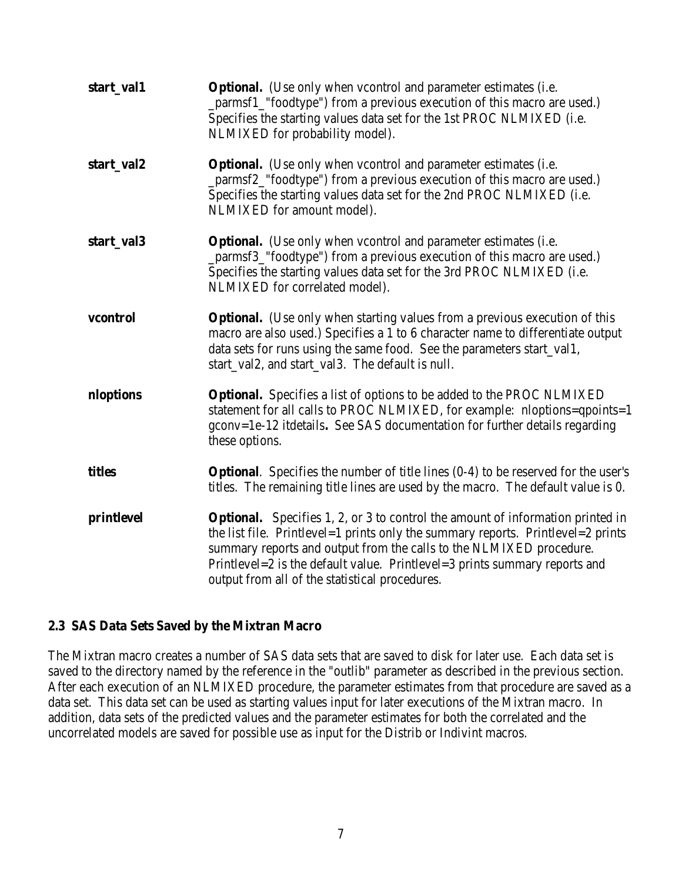**start_val1** **Optional.** (Use only when vcontrol and parameter estimates (i.e. _parmsf1_"foodtype") from a previous execution of this macro are used.) Specifies the starting values data set for the 1st PROC NLMIXED (i.e. NLMIXED for probability model).

**start_val2** **Optional.** (Use only when vcontrol and parameter estimates (i.e. _parmsf2_"foodtype") from a previous execution of this macro are used.) Specifies the starting values data set for the 2nd PROC NLMIXED (i.e. NLMIXED for amount model).

**start_val3** **Optional.** (Use only when vcontrol and parameter estimates (i.e. _parmsf3_"foodtype") from a previous execution of this macro are used.) Specifies the starting values data set for the 3rd PROC NLMIXED (i.e. NLMIXED for correlated model).

**vcontrol** **Optional.** (Use only when starting values from a previous execution of this macro are also used.) Specifies a 1 to 6 character name to differentiate output data sets for runs using the same food. See the parameters start_val1, start_val2, and start_val3. The default is null.

**nloptions** **Optional.** Specifies a list of options to be added to the PROC NLMIXED statement for all calls to PROC NLMIXED, for example: nloptions=qpoints=1 gconv=1e-12 itdetails**.** See SAS documentation for further details regarding these options.

**titles** **Optional**. Specifies the number of title lines (0-4) to be reserved for the user's titles. The remaining title lines are used by the macro. The default value is 0.

**printlevel** **Optional.** Specifies 1, 2, or 3 to control the amount of information printed in the list file. Printlevel=1 prints only the summary reports. Printlevel=2 prints summary reports and output from the calls to the NLMIXED procedure. Printlevel=2 is the default value. Printlevel=3 prints summary reports and output from all of the statistical procedures.

### 2.3 SAS Data Sets Saved by the Mixtran Macro

The Mixtran macro creates a number of SAS data sets that are saved to disk for later use. Each data set is saved to the directory named by the reference in the "outlib" parameter as described in the previous section. After each execution of an NLMIXED procedure, the parameter estimates from that procedure are saved as a data set. This data set can be used as starting values input for later executions of the Mixtran macro. In addition, data sets of the predicted values and the parameter estimates for both the correlated and the uncorrelated models are saved for possible use as input for the Distrib or Indivint macros.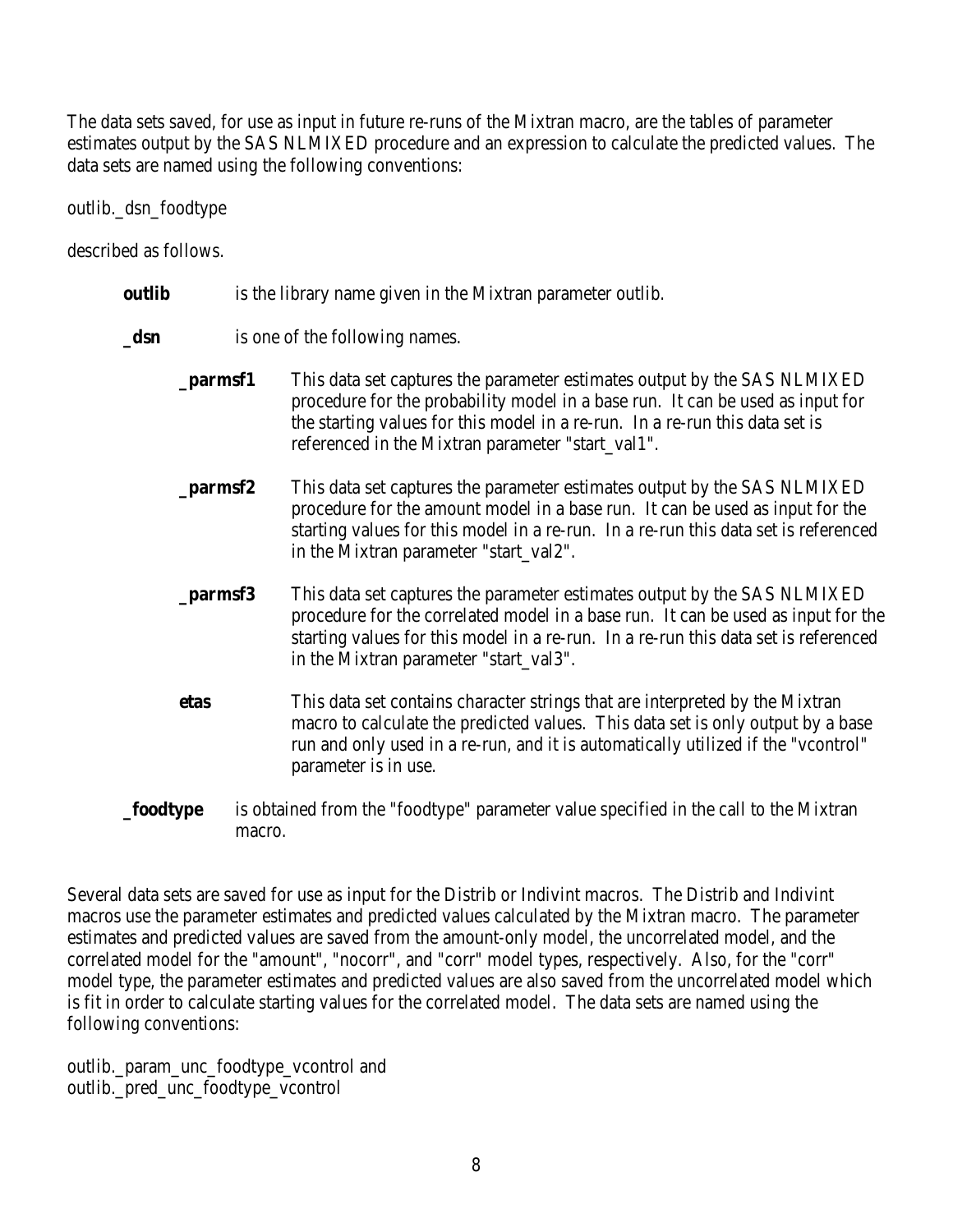The data sets saved, for use as input in future re-runs of the Mixtran macro, are the tables of parameter estimates output by the SAS NLMIXED procedure and an expression to calculate the predicted values. The data sets are named using the following conventions:

outlib._dsn_foodtype

described as follows.

**outlib** is the library name given in the Mixtran parameter outlib.

**_dsn** is one of the following names.

- **_parmsf1** This data set captures the parameter estimates output by the SAS NLMIXED procedure for the probability model in a base run. It can be used as input for the starting values for this model in a re-run. In a re-run this data set is referenced in the Mixtran parameter "start_val1".

- **_parmsf2** This data set captures the parameter estimates output by the SAS NLMIXED procedure for the amount model in a base run. It can be used as input for the starting values for this model in a re-run. In a re-run this data set is referenced in the Mixtran parameter "start_val2".

- **_parmsf3** This data set captures the parameter estimates output by the SAS NLMIXED procedure for the correlated model in a base run. It can be used as input for the starting values for this model in a re-run. In a re-run this data set is referenced in the Mixtran parameter "start_val3".

- **etas** This data set contains character strings that are interpreted by the Mixtran macro to calculate the predicted values. This data set is only output by a base run and only used in a re-run, and it is automatically utilized if the "vcontrol" parameter is in use.

**_foodtype** is obtained from the "foodtype" parameter value specified in the call to the Mixtran macro.

Several data sets are saved for use as input for the Distrib or Indivint macros. The Distrib and Indivint macros use the parameter estimates and predicted values calculated by the Mixtran macro. The parameter estimates and predicted values are saved from the amount-only model, the uncorrelated model, and the correlated model for the "amount", "nocorr", and "corr" model types, respectively. Also, for the "corr" model type, the parameter estimates and predicted values are also saved from the uncorrelated model which is fit in order to calculate starting values for the correlated model. The data sets are named using the following conventions:

outlib._param_unc_foodtype_vcontrol and
outlib._pred_unc_foodtype_vcontrol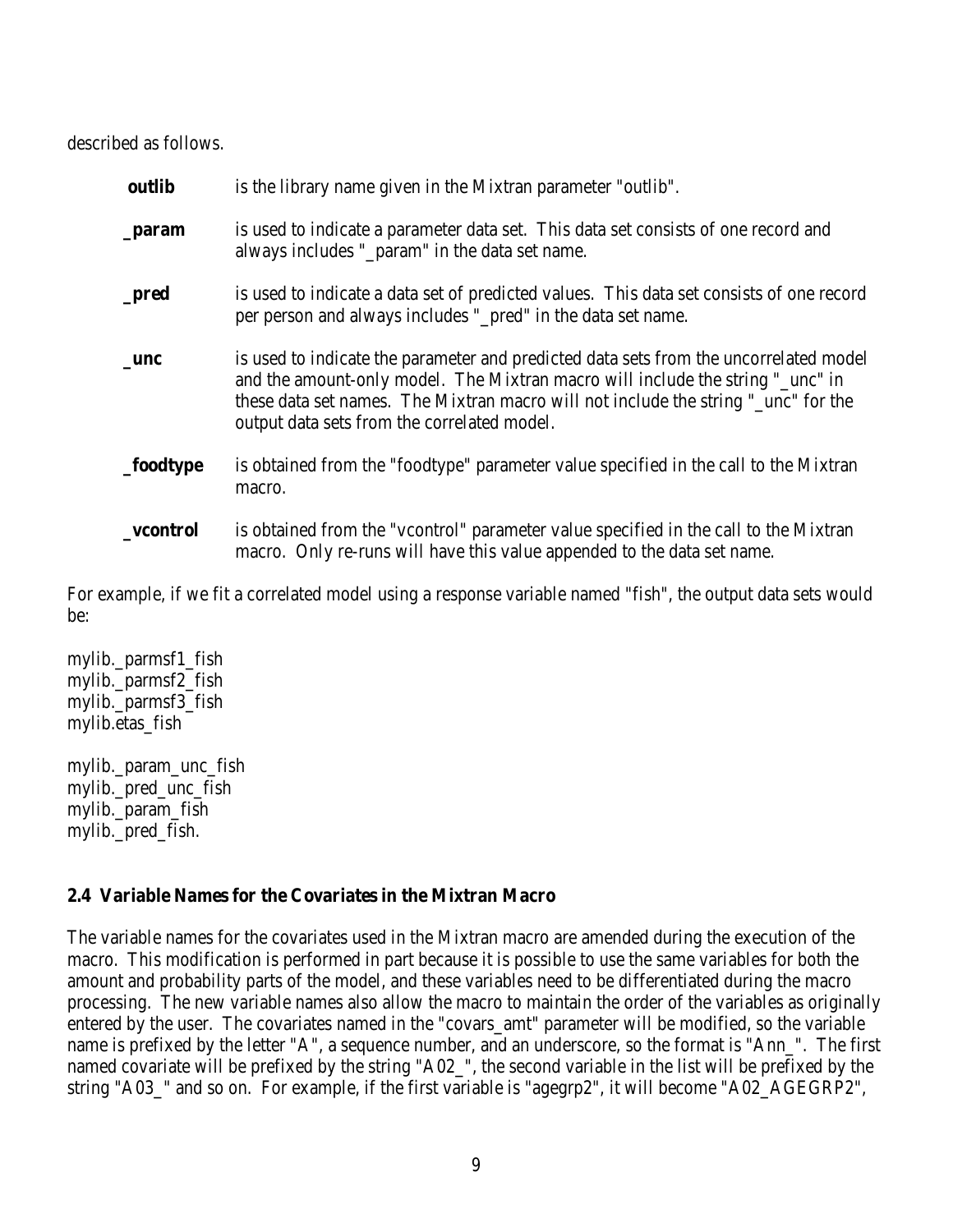described as follows.

**outlib** is the library name given in the Mixtran parameter "outlib".

**_param** is used to indicate a parameter data set. This data set consists of one record and always includes "_param" in the data set name.

**_pred** is used to indicate a data set of predicted values. This data set consists of one record per person and always includes "_pred" in the data set name.

**_unc** is used to indicate the parameter and predicted data sets from the uncorrelated model and the amount-only model. The Mixtran macro will include the string "_unc" in these data set names. The Mixtran macro will not include the string "_unc" for the output data sets from the correlated model.

**_foodtype** is obtained from the "foodtype" parameter value specified in the call to the Mixtran macro.

**_vcontrol** is obtained from the "vcontrol" parameter value specified in the call to the Mixtran macro. Only re-runs will have this value appended to the data set name.

For example, if we fit a correlated model using a response variable named "fish", the output data sets would be:

mylib._parmsf1_fish
mylib._parmsf2_fish
mylib._parmsf3_fish
mylib.etas_fish

mylib._param_unc_fish
mylib._pred_unc_fish
mylib._param_fish
mylib._pred_fish.

## 2.4 Variable Names for the Covariates in the Mixtran Macro

The variable names for the covariates used in the Mixtran macro are amended during the execution of the macro. This modification is performed in part because it is possible to use the same variables for both the amount and probability parts of the model, and these variables need to be differentiated during the macro processing. The new variable names also allow the macro to maintain the order of the variables as originally entered by the user. The covariates named in the "covars_amt" parameter will be modified, so the variable name is prefixed by the letter "A", a sequence number, and an underscore, so the format is "Ann_". The first named covariate will be prefixed by the string "A02_", the second variable in the list will be prefixed by the string "A03_" and so on. For example, if the first variable is "agegrp2", it will become "A02_AGEGRP2",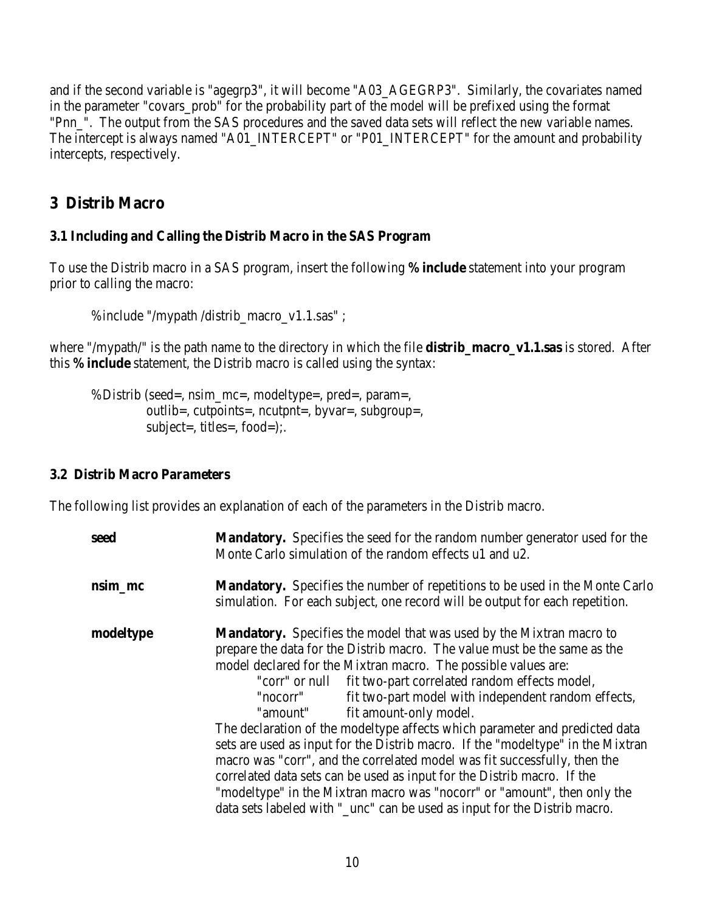and if the second variable is "agegrp3", it will become "A03_AGEGRP3". Similarly, the covariates named in the parameter "covars_prob" for the probability part of the model will be prefixed using the format "Pnn_". The output from the SAS procedures and the saved data sets will reflect the new variable names. The intercept is always named "A01_INTERCEPT" or "P01_INTERCEPT" for the amount and probability intercepts, respectively.

## 3 Distrib Macro

### 3.1 Including and Calling the Distrib Macro in the SAS Program

To use the Distrib macro in a SAS program, insert the following **%include** statement into your program prior to calling the macro:

```
%include "/mypath /distrib_macro_v1.1.sas" ;
```

where "/mypath/" is the path name to the directory in which the file **distrib_macro_v1.1.sas** is stored. After this **%include** statement, the Distrib macro is called using the syntax:

```
%Distrib (seed=, nsim_mc=, modeltype=, pred=, param=,
          outlib=, cutpoints=, ncutpnt=, byvar=, subgroup=,
          subject=, titles=, food=);.
```

### 3.2 Distrib Macro Parameters

The following list provides an explanation of each of the parameters in the Distrib macro.

**seed** — **Mandatory.** Specifies the seed for the random number generator used for the Monte Carlo simulation of the random effects u1 and u2.

**nsim_mc** — **Mandatory.** Specifies the number of repetitions to be used in the Monte Carlo simulation. For each subject, one record will be output for each repetition.

**modeltype** — **Mandatory.** Specifies the model that was used by the Mixtran macro to prepare the data for the Distrib macro. The value must be the same as the model declared for the Mixtran macro. The possible values are:

- "corr" or null — fit two-part correlated random effects model,
- "nocorr" — fit two-part model with independent random effects,
- "amount" — fit amount-only model.

The declaration of the modeltype affects which parameter and predicted data sets are used as input for the Distrib macro. If the "modeltype" in the Mixtran macro was "corr", and the correlated model was fit successfully, then the correlated data sets can be used as input for the Distrib macro. If the "modeltype" in the Mixtran macro was "nocorr" or "amount", then only the data sets labeled with "_unc" can be used as input for the Distrib macro.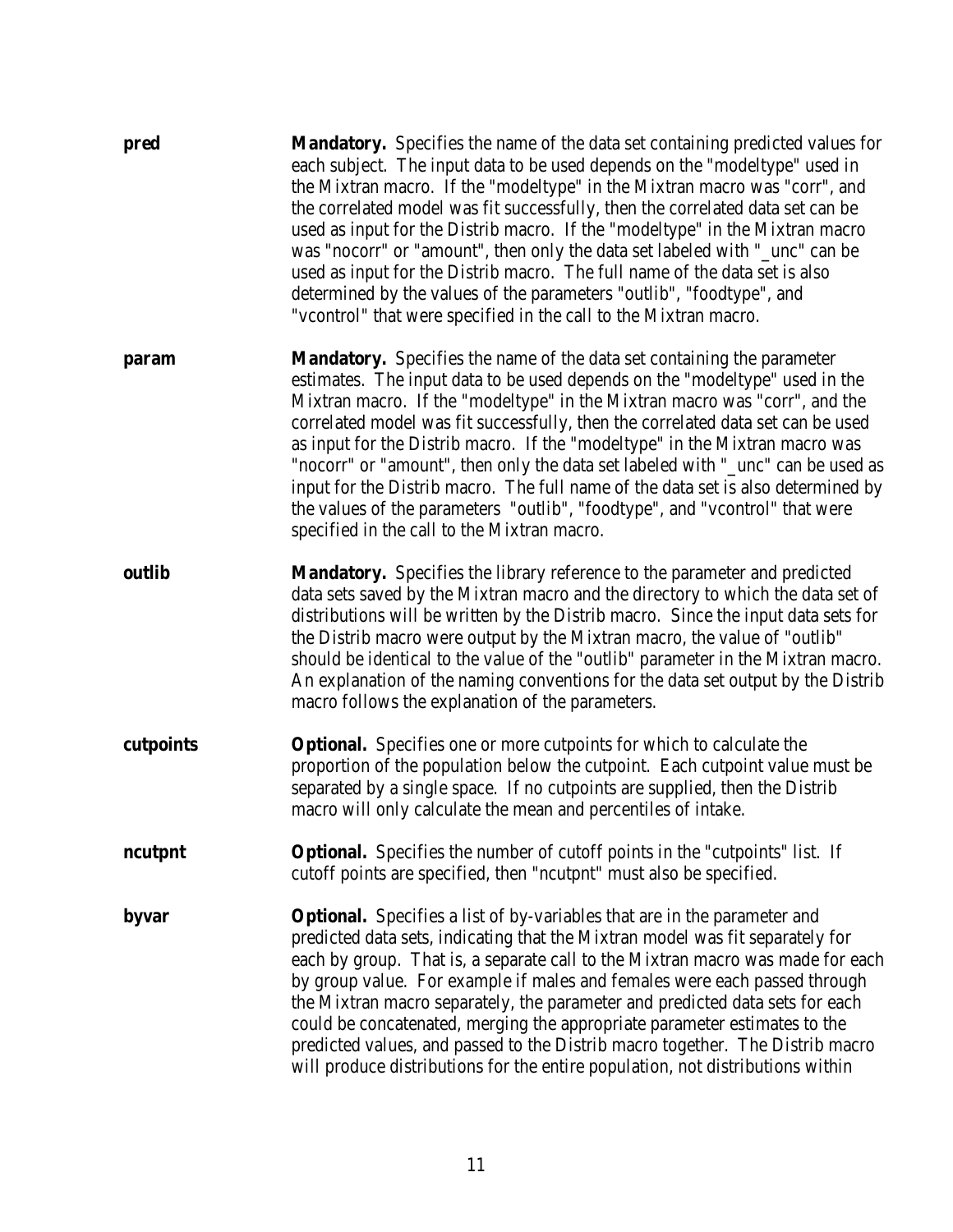**pred** **Mandatory.** Specifies the name of the data set containing predicted values for each subject. The input data to be used depends on the "modeltype" used in the Mixtran macro. If the "modeltype" in the Mixtran macro was "corr", and the correlated model was fit successfully, then the correlated data set can be used as input for the Distrib macro. If the "modeltype" in the Mixtran macro was "nocorr" or "amount", then only the data set labeled with "_unc" can be used as input for the Distrib macro. The full name of the data set is also determined by the values of the parameters "outlib", "foodtype", and "vcontrol" that were specified in the call to the Mixtran macro.

**param** **Mandatory.** Specifies the name of the data set containing the parameter estimates. The input data to be used depends on the "modeltype" used in the Mixtran macro. If the "modeltype" in the Mixtran macro was "corr", and the correlated model was fit successfully, then the correlated data set can be used as input for the Distrib macro. If the "modeltype" in the Mixtran macro was "nocorr" or "amount", then only the data set labeled with "_unc" can be used as input for the Distrib macro. The full name of the data set is also determined by the values of the parameters "outlib", "foodtype", and "vcontrol" that were specified in the call to the Mixtran macro.

**outlib** **Mandatory.** Specifies the library reference to the parameter and predicted data sets saved by the Mixtran macro and the directory to which the data set of distributions will be written by the Distrib macro. Since the input data sets for the Distrib macro were output by the Mixtran macro, the value of "outlib" should be identical to the value of the "outlib" parameter in the Mixtran macro. An explanation of the naming conventions for the data set output by the Distrib macro follows the explanation of the parameters.

**cutpoints** **Optional.** Specifies one or more cutpoints for which to calculate the proportion of the population below the cutpoint. Each cutpoint value must be separated by a single space. If no cutpoints are supplied, then the Distrib macro will only calculate the mean and percentiles of intake.

**ncutpnt** **Optional.** Specifies the number of cutoff points in the "cutpoints" list. If cutoff points are specified, then "ncutpnt" must also be specified.

**byvar** **Optional.** Specifies a list of by-variables that are in the parameter and predicted data sets, indicating that the Mixtran model was fit separately for each by group. That is, a separate call to the Mixtran macro was made for each by group value. For example if males and females were each passed through the Mixtran macro separately, the parameter and predicted data sets for each could be concatenated, merging the appropriate parameter estimates to the predicted values, and passed to the Distrib macro together. The Distrib macro will produce distributions for the entire population, not distributions within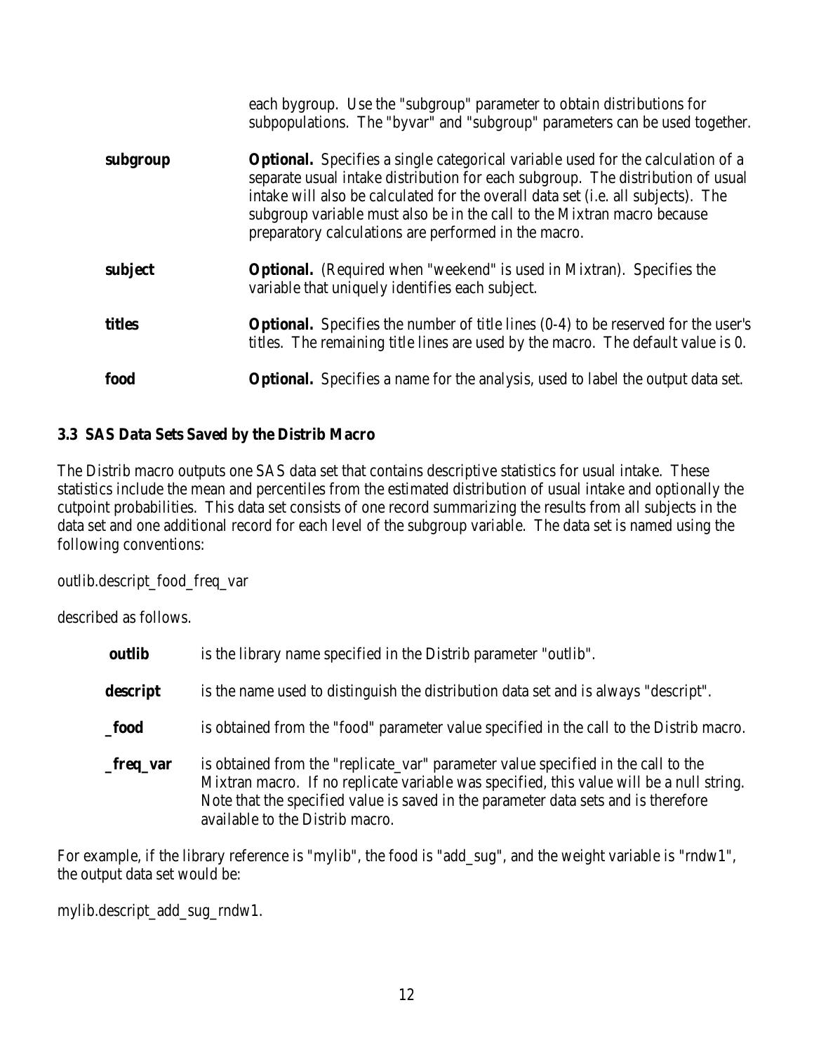each bygroup. Use the "subgroup" parameter to obtain distributions for subpopulations. The "byvar" and "subgroup" parameters can be used together.

**subgroup** — **Optional.** Specifies a single categorical variable used for the calculation of a separate usual intake distribution for each subgroup. The distribution of usual intake will also be calculated for the overall data set (i.e. all subjects). The subgroup variable must also be in the call to the Mixtran macro because preparatory calculations are performed in the macro.

**subject** — **Optional.** (Required when "weekend" is used in Mixtran). Specifies the variable that uniquely identifies each subject.

**titles** — **Optional.** Specifies the number of title lines (0-4) to be reserved for the user's titles. The remaining title lines are used by the macro. The default value is 0.

**food** — **Optional.** Specifies a name for the analysis, used to label the output data set.

### 3.3 SAS Data Sets Saved by the Distrib Macro

The Distrib macro outputs one SAS data set that contains descriptive statistics for usual intake. These statistics include the mean and percentiles from the estimated distribution of usual intake and optionally the cutpoint probabilities. This data set consists of one record summarizing the results from all subjects in the data set and one additional record for each level of the subgroup variable. The data set is named using the following conventions:

outlib.descript_food_freq_var

described as follows.

**outlib** — is the library name specified in the Distrib parameter "outlib".

**descript** — is the name used to distinguish the distribution data set and is always "descript".

**_food** — is obtained from the "food" parameter value specified in the call to the Distrib macro.

**_freq_var** — is obtained from the "replicate_var" parameter value specified in the call to the Mixtran macro. If no replicate variable was specified, this value will be a null string. Note that the specified value is saved in the parameter data sets and is therefore available to the Distrib macro.

For example, if the library reference is "mylib", the food is "add_sug", and the weight variable is "rndw1", the output data set would be:

mylib.descript_add_sug_rndw1.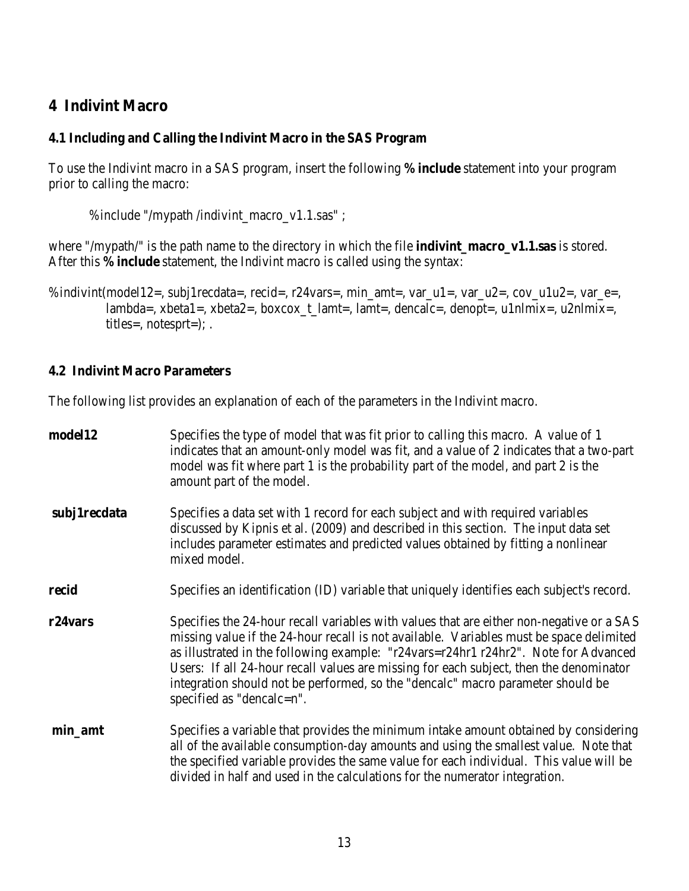## 4 Indivint Macro

### 4.1 Including and Calling the Indivint Macro in the SAS Program

To use the Indivint macro in a SAS program, insert the following **%include** statement into your program prior to calling the macro:

```
%include "/mypath /indivint_macro_v1.1.sas" ;
```

where "/mypath/" is the path name to the directory in which the file **indivint_macro_v1.1.sas** is stored. After this **%include** statement, the Indivint macro is called using the syntax:

```
%indivint(model12=, subj1recdata=, recid=, r24vars=, min_amt=, var_u1=, var_u2=, cov_u1u2=, var_e=,
          lambda=, xbeta1=, xbeta2=, boxcox_t_lamt=, lamt=, dencalc=, denopt=, u1nlmix=, u2nlmix=,
          titles=, notesprt=); .
```

### 4.2 Indivint Macro Parameters

The following list provides an explanation of each of the parameters in the Indivint macro.

**model12** Specifies the type of model that was fit prior to calling this macro. A value of 1 indicates that an amount-only model was fit, and a value of 2 indicates that a two-part model was fit where part 1 is the probability part of the model, and part 2 is the amount part of the model.

**subj1recdata** Specifies a data set with 1 record for each subject and with required variables discussed by Kipnis et al. (2009) and described in this section. The input data set includes parameter estimates and predicted values obtained by fitting a nonlinear mixed model.

**recid** Specifies an identification (ID) variable that uniquely identifies each subject's record.

**r24vars** Specifies the 24-hour recall variables with values that are either non-negative or a SAS missing value if the 24-hour recall is not available. Variables must be space delimited as illustrated in the following example: "r24vars=r24hr1 r24hr2". Note for Advanced Users: If all 24-hour recall values are missing for each subject, then the denominator integration should not be performed, so the "dencalc" macro parameter should be specified as "dencalc=n".

**min_amt** Specifies a variable that provides the minimum intake amount obtained by considering all of the available consumption-day amounts and using the smallest value. Note that the specified variable provides the same value for each individual. This value will be divided in half and used in the calculations for the numerator integration.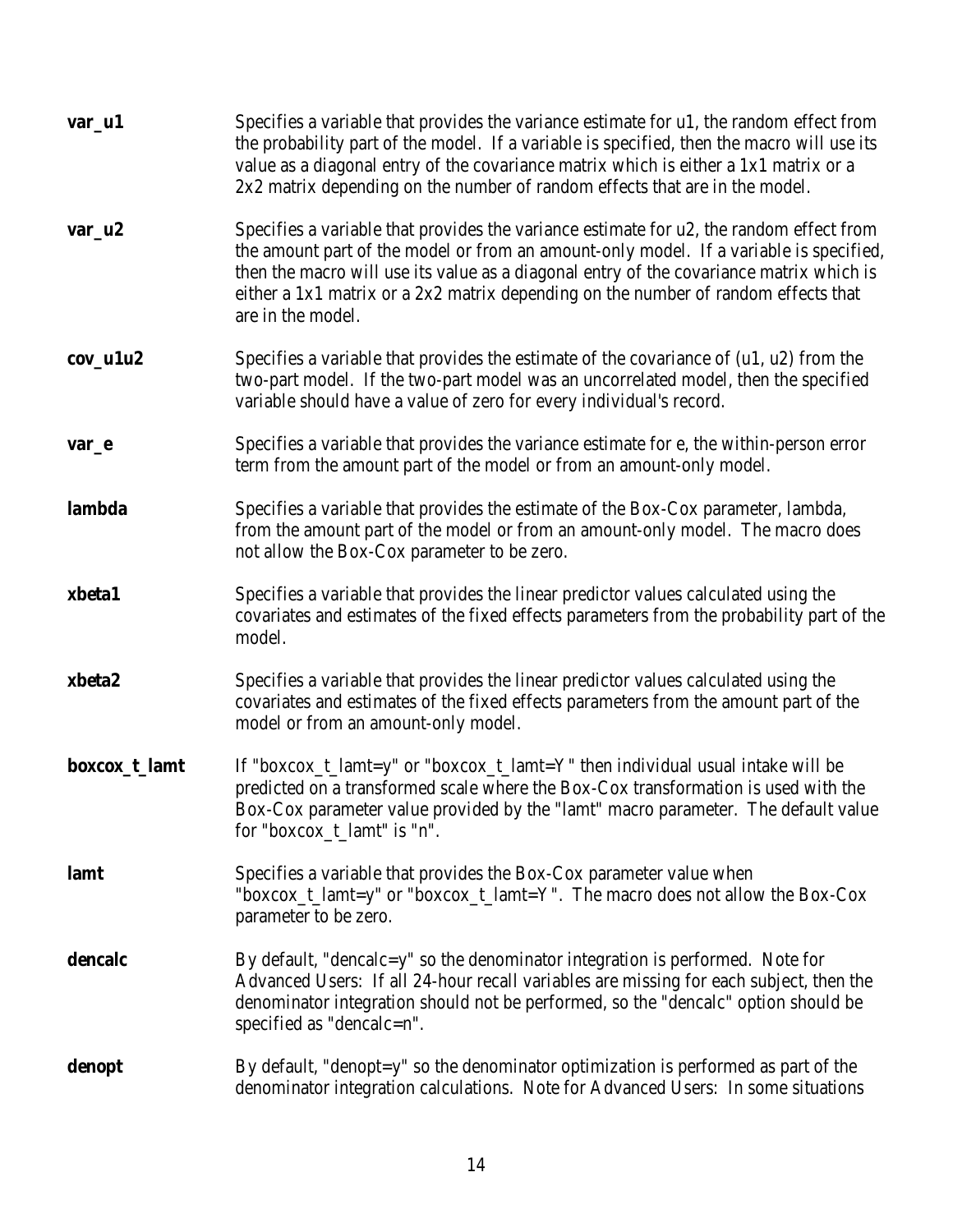**var_u1** Specifies a variable that provides the variance estimate for u1, the random effect from the probability part of the model. If a variable is specified, then the macro will use its value as a diagonal entry of the covariance matrix which is either a 1x1 matrix or a 2x2 matrix depending on the number of random effects that are in the model.

**var_u2** Specifies a variable that provides the variance estimate for u2, the random effect from the amount part of the model or from an amount-only model. If a variable is specified, then the macro will use its value as a diagonal entry of the covariance matrix which is either a 1x1 matrix or a 2x2 matrix depending on the number of random effects that are in the model.

**cov_u1u2** Specifies a variable that provides the estimate of the covariance of (u1, u2) from the two-part model. If the two-part model was an uncorrelated model, then the specified variable should have a value of zero for every individual's record.

**var_e** Specifies a variable that provides the variance estimate for e, the within-person error term from the amount part of the model or from an amount-only model.

**lambda** Specifies a variable that provides the estimate of the Box-Cox parameter, lambda, from the amount part of the model or from an amount-only model. The macro does not allow the Box-Cox parameter to be zero.

**xbeta1** Specifies a variable that provides the linear predictor values calculated using the covariates and estimates of the fixed effects parameters from the probability part of the model.

**xbeta2** Specifies a variable that provides the linear predictor values calculated using the covariates and estimates of the fixed effects parameters from the amount part of the model or from an amount-only model.

**boxcox_t_lamt** If "boxcox_t_lamt=y" or "boxcox_t_lamt=Y" then individual usual intake will be predicted on a transformed scale where the Box-Cox transformation is used with the Box-Cox parameter value provided by the "lamt" macro parameter. The default value for "boxcox_t_lamt" is "n".

**lamt** Specifies a variable that provides the Box-Cox parameter value when "boxcox_t_lamt=y" or "boxcox_t_lamt=Y". The macro does not allow the Box-Cox parameter to be zero.

**dencalc** By default, "dencalc=y" so the denominator integration is performed. Note for Advanced Users: If all 24-hour recall variables are missing for each subject, then the denominator integration should not be performed, so the "dencalc" option should be specified as "dencalc=n".

**denopt** By default, "denopt=y" so the denominator optimization is performed as part of the denominator integration calculations. Note for Advanced Users: In some situations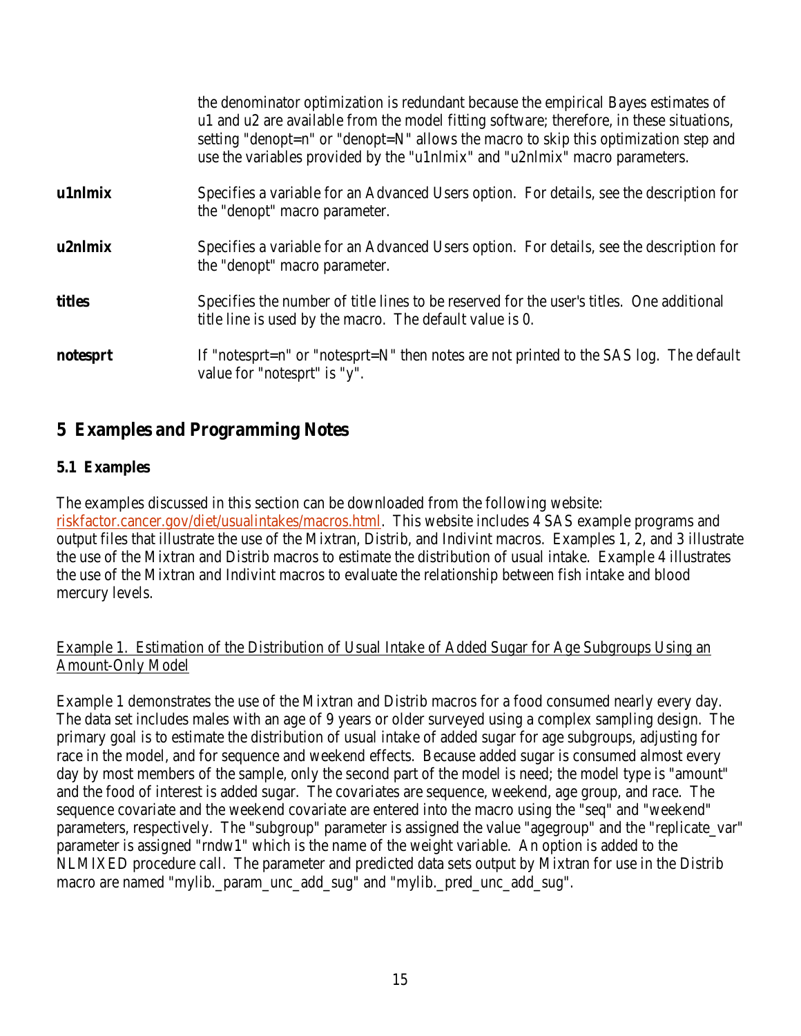the denominator optimization is redundant because the empirical Bayes estimates of u1 and u2 are available from the model fitting software; therefore, in these situations, setting "denopt=n" or "denopt=N" allows the macro to skip this optimization step and use the variables provided by the "u1nlmix" and "u2nlmix" macro parameters.

**u1nlmix** Specifies a variable for an Advanced Users option. For details, see the description for the "denopt" macro parameter.

**u2nlmix** Specifies a variable for an Advanced Users option. For details, see the description for the "denopt" macro parameter.

**titles** Specifies the number of title lines to be reserved for the user's titles. One additional title line is used by the macro. The default value is 0.

**notesprt** If "notesprt=n" or "notesprt=N" then notes are not printed to the SAS log. The default value for "notesprt" is "y".

## 5 Examples and Programming Notes

### 5.1 Examples

The examples discussed in this section can be downloaded from the following website: riskfactor.cancer.gov/diet/usualintakes/macros.html. This website includes 4 SAS example programs and output files that illustrate the use of the Mixtran, Distrib, and Indivint macros. Examples 1, 2, and 3 illustrate the use of the Mixtran and Distrib macros to estimate the distribution of usual intake. Example 4 illustrates the use of the Mixtran and Indivint macros to evaluate the relationship between fish intake and blood mercury levels.

Example 1. Estimation of the Distribution of Usual Intake of Added Sugar for Age Subgroups Using an Amount-Only Model

Example 1 demonstrates the use of the Mixtran and Distrib macros for a food consumed nearly every day. The data set includes males with an age of 9 years or older surveyed using a complex sampling design. The primary goal is to estimate the distribution of usual intake of added sugar for age subgroups, adjusting for race in the model, and for sequence and weekend effects. Because added sugar is consumed almost every day by most members of the sample, only the second part of the model is need; the model type is "amount" and the food of interest is added sugar. The covariates are sequence, weekend, age group, and race. The sequence covariate and the weekend covariate are entered into the macro using the "seq" and "weekend" parameters, respectively. The "subgroup" parameter is assigned the value "agegroup" and the "replicate_var" parameter is assigned "rndw1" which is the name of the weight variable. An option is added to the NLMIXED procedure call. The parameter and predicted data sets output by Mixtran for use in the Distrib macro are named "mylib._param_unc_add_sug" and "mylib._pred_unc_add_sug".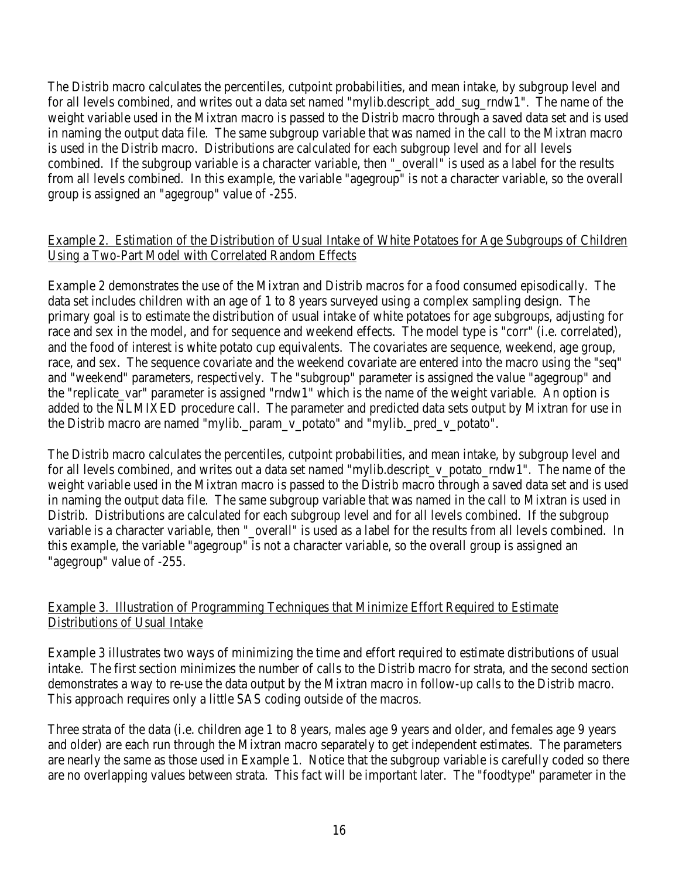The Distrib macro calculates the percentiles, cutpoint probabilities, and mean intake, by subgroup level and for all levels combined, and writes out a data set named "mylib.descript_add_sug_rndw1". The name of the weight variable used in the Mixtran macro is passed to the Distrib macro through a saved data set and is used in naming the output data file. The same subgroup variable that was named in the call to the Mixtran macro is used in the Distrib macro. Distributions are calculated for each subgroup level and for all levels combined. If the subgroup variable is a character variable, then "_overall" is used as a label for the results from all levels combined. In this example, the variable "agegroup" is not a character variable, so the overall group is assigned an "agegroup" value of -255.

<u>Example 2. Estimation of the Distribution of Usual Intake of White Potatoes for Age Subgroups of Children Using a Two-Part Model with Correlated Random Effects</u>

Example 2 demonstrates the use of the Mixtran and Distrib macros for a food consumed episodically. The data set includes children with an age of 1 to 8 years surveyed using a complex sampling design. The primary goal is to estimate the distribution of usual intake of white potatoes for age subgroups, adjusting for race and sex in the model, and for sequence and weekend effects. The model type is "corr" (i.e. correlated), and the food of interest is white potato cup equivalents. The covariates are sequence, weekend, age group, race, and sex. The sequence covariate and the weekend covariate are entered into the macro using the "seq" and "weekend" parameters, respectively. The "subgroup" parameter is assigned the value "agegroup" and the "replicate_var" parameter is assigned "rndw1" which is the name of the weight variable. An option is added to the NLMIXED procedure call. The parameter and predicted data sets output by Mixtran for use in the Distrib macro are named "mylib._param_v_potato" and "mylib._pred_v_potato".

The Distrib macro calculates the percentiles, cutpoint probabilities, and mean intake, by subgroup level and for all levels combined, and writes out a data set named "mylib.descript_v_potato_rndw1". The name of the weight variable used in the Mixtran macro is passed to the Distrib macro through a saved data set and is used in naming the output data file. The same subgroup variable that was named in the call to Mixtran is used in Distrib. Distributions are calculated for each subgroup level and for all levels combined. If the subgroup variable is a character variable, then "_overall" is used as a label for the results from all levels combined. In this example, the variable "agegroup" is not a character variable, so the overall group is assigned an "agegroup" value of -255.

<u>Example 3. Illustration of Programming Techniques that Minimize Effort Required to Estimate Distributions of Usual Intake</u>

Example 3 illustrates two ways of minimizing the time and effort required to estimate distributions of usual intake. The first section minimizes the number of calls to the Distrib macro for strata, and the second section demonstrates a way to re-use the data output by the Mixtran macro in follow-up calls to the Distrib macro. This approach requires only a little SAS coding outside of the macros.

Three strata of the data (i.e. children age 1 to 8 years, males age 9 years and older, and females age 9 years and older) are each run through the Mixtran macro separately to get independent estimates. The parameters are nearly the same as those used in Example 1. Notice that the subgroup variable is carefully coded so there are no overlapping values between strata. This fact will be important later. The "foodtype" parameter in the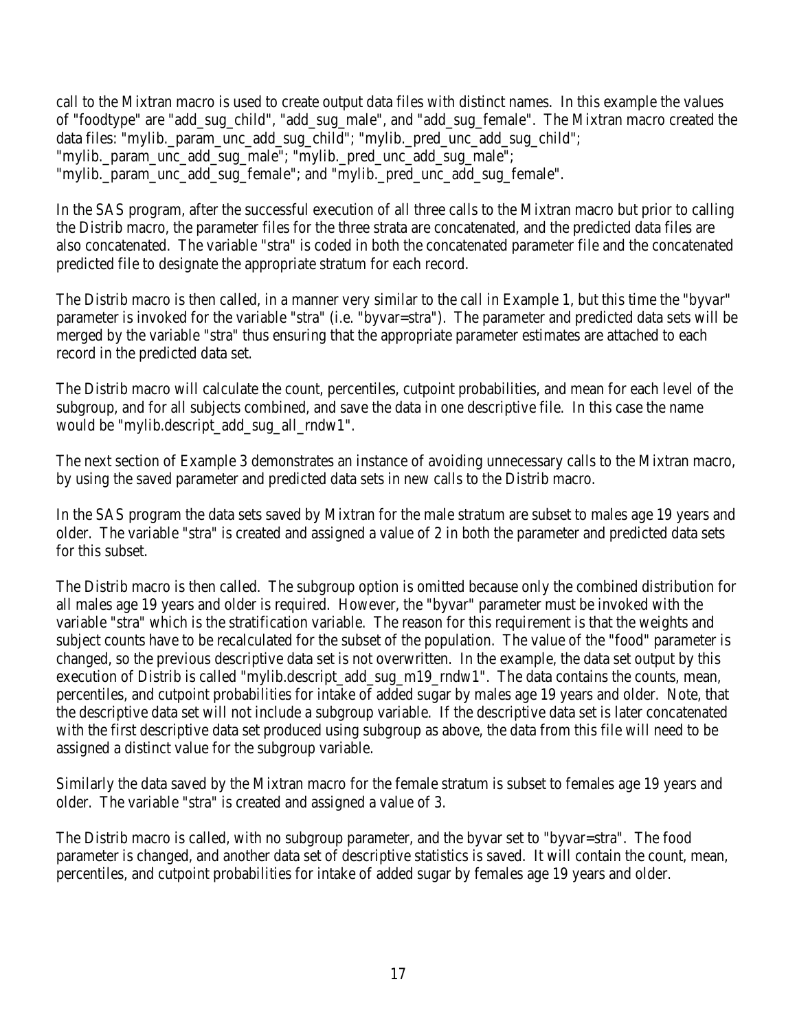call to the Mixtran macro is used to create output data files with distinct names. In this example the values of "foodtype" are "add_sug_child", "add_sug_male", and "add_sug_female". The Mixtran macro created the data files: "mylib._param_unc_add_sug_child"; "mylib._pred_unc_add_sug_child"; "mylib._param_unc_add_sug_male"; "mylib._pred_unc_add_sug_male"; "mylib._param_unc_add_sug_female"; and "mylib._pred_unc_add_sug_female".

In the SAS program, after the successful execution of all three calls to the Mixtran macro but prior to calling the Distrib macro, the parameter files for the three strata are concatenated, and the predicted data files are also concatenated. The variable "stra" is coded in both the concatenated parameter file and the concatenated predicted file to designate the appropriate stratum for each record.

The Distrib macro is then called, in a manner very similar to the call in Example 1, but this time the "byvar" parameter is invoked for the variable "stra" (i.e. "byvar=stra"). The parameter and predicted data sets will be merged by the variable "stra" thus ensuring that the appropriate parameter estimates are attached to each record in the predicted data set.

The Distrib macro will calculate the count, percentiles, cutpoint probabilities, and mean for each level of the subgroup, and for all subjects combined, and save the data in one descriptive file. In this case the name would be "mylib.descript_add_sug_all_rndw1".

The next section of Example 3 demonstrates an instance of avoiding unnecessary calls to the Mixtran macro, by using the saved parameter and predicted data sets in new calls to the Distrib macro.

In the SAS program the data sets saved by Mixtran for the male stratum are subset to males age 19 years and older. The variable "stra" is created and assigned a value of 2 in both the parameter and predicted data sets for this subset.

The Distrib macro is then called. The subgroup option is omitted because only the combined distribution for all males age 19 years and older is required. However, the "byvar" parameter must be invoked with the variable "stra" which is the stratification variable. The reason for this requirement is that the weights and subject counts have to be recalculated for the subset of the population. The value of the "food" parameter is changed, so the previous descriptive data set is not overwritten. In the example, the data set output by this execution of Distrib is called "mylib.descript_add_sug_m19_rndw1". The data contains the counts, mean, percentiles, and cutpoint probabilities for intake of added sugar by males age 19 years and older. Note, that the descriptive data set will not include a subgroup variable. If the descriptive data set is later concatenated with the first descriptive data set produced using subgroup as above, the data from this file will need to be assigned a distinct value for the subgroup variable.

Similarly the data saved by the Mixtran macro for the female stratum is subset to females age 19 years and older. The variable "stra" is created and assigned a value of 3.

The Distrib macro is called, with no subgroup parameter, and the byvar set to "byvar=stra". The food parameter is changed, and another data set of descriptive statistics is saved. It will contain the count, mean, percentiles, and cutpoint probabilities for intake of added sugar by females age 19 years and older.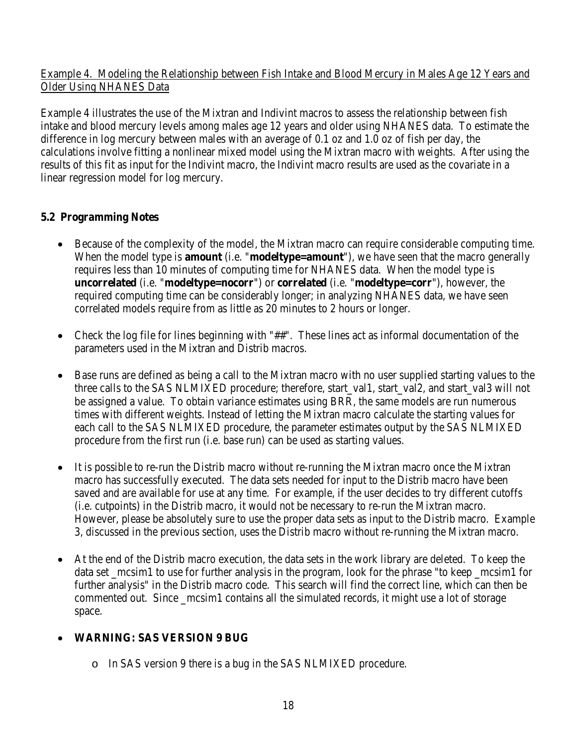Example 4. Modeling the Relationship between Fish Intake and Blood Mercury in Males Age 12 Years and Older Using NHANES Data

Example 4 illustrates the use of the Mixtran and Indivint macros to assess the relationship between fish intake and blood mercury levels among males age 12 years and older using NHANES data. To estimate the difference in log mercury between males with an average of 0.1 oz and 1.0 oz of fish per day, the calculations involve fitting a nonlinear mixed model using the Mixtran macro with weights. After using the results of this fit as input for the Indivint macro, the Indivint macro results are used as the covariate in a linear regression model for log mercury.

## 5.2 Programming Notes

- Because of the complexity of the model, the Mixtran macro can require considerable computing time. When the model type is **amount** (i.e. "**modeltype=amount**"), we have seen that the macro generally requires less than 10 minutes of computing time for NHANES data. When the model type is **uncorrelated** (i.e. "**modeltype=nocorr**") or **correlated** (i.e. "**modeltype=corr**"), however, the required computing time can be considerably longer; in analyzing NHANES data, we have seen correlated models require from as little as 20 minutes to 2 hours or longer.

- Check the log file for lines beginning with "##". These lines act as informal documentation of the parameters used in the Mixtran and Distrib macros.

- Base runs are defined as being a call to the Mixtran macro with no user supplied starting values to the three calls to the SAS NLMIXED procedure; therefore, start_val1, start_val2, and start_val3 will not be assigned a value. To obtain variance estimates using BRR, the same models are run numerous times with different weights. Instead of letting the Mixtran macro calculate the starting values for each call to the SAS NLMIXED procedure, the parameter estimates output by the SAS NLMIXED procedure from the first run (i.e. base run) can be used as starting values.

- It is possible to re-run the Distrib macro without re-running the Mixtran macro once the Mixtran macro has successfully executed. The data sets needed for input to the Distrib macro have been saved and are available for use at any time. For example, if the user decides to try different cutoffs (i.e. cutpoints) in the Distrib macro, it would not be necessary to re-run the Mixtran macro. However, please be absolutely sure to use the proper data sets as input to the Distrib macro. Example 3, discussed in the previous section, uses the Distrib macro without re-running the Mixtran macro.

- At the end of the Distrib macro execution, the data sets in the work library are deleted. To keep the data set _mcsim1 to use for further analysis in the program, look for the phrase "to keep _mcsim1 for further analysis" in the Distrib macro code. This search will find the correct line, which can then be commented out. Since _mcsim1 contains all the simulated records, it might use a lot of storage space.

- **WARNING: SAS VERSION 9 BUG**
    - In SAS version 9 there is a bug in the SAS NLMIXED procedure.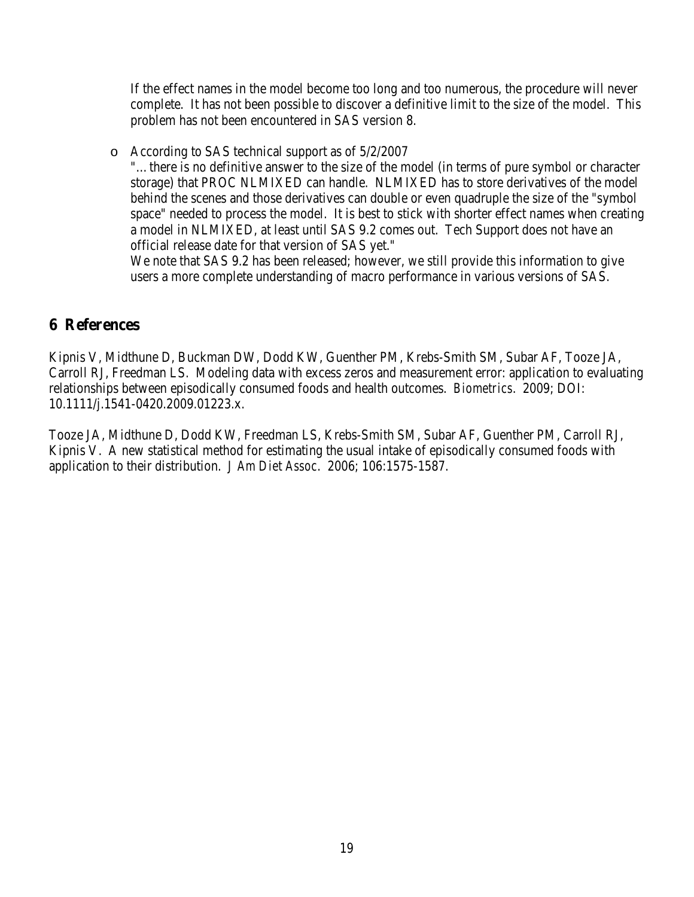If the effect names in the model become too long and too numerous, the procedure will never complete. It has not been possible to discover a definitive limit to the size of the model. This problem has not been encountered in SAS version 8.

- According to SAS technical support as of 5/2/2007
  "… there is no definitive answer to the size of the model (in terms of pure symbol or character storage) that PROC NLMIXED can handle. NLMIXED has to store derivatives of the model behind the scenes and those derivatives can double or even quadruple the size of the "symbol space" needed to process the model. It is best to stick with shorter effect names when creating a model in NLMIXED, at least until SAS 9.2 comes out. Tech Support does not have an official release date for that version of SAS yet."
  We note that SAS 9.2 has been released; however, we still provide this information to give users a more complete understanding of macro performance in various versions of SAS.

## 6 References

Kipnis V, Midthune D, Buckman DW, Dodd KW, Guenther PM, Krebs-Smith SM, Subar AF, Tooze JA, Carroll RJ, Freedman LS. Modeling data with excess zeros and measurement error: application to evaluating relationships between episodically consumed foods and health outcomes. *Biometrics*. 2009; DOI: 10.1111/j.1541-0420.2009.01223.x.

Tooze JA, Midthune D, Dodd KW, Freedman LS, Krebs-Smith SM, Subar AF, Guenther PM, Carroll RJ, Kipnis V. A new statistical method for estimating the usual intake of episodically consumed foods with application to their distribution. *J Am Diet Assoc*. 2006; 106:1575-1587.